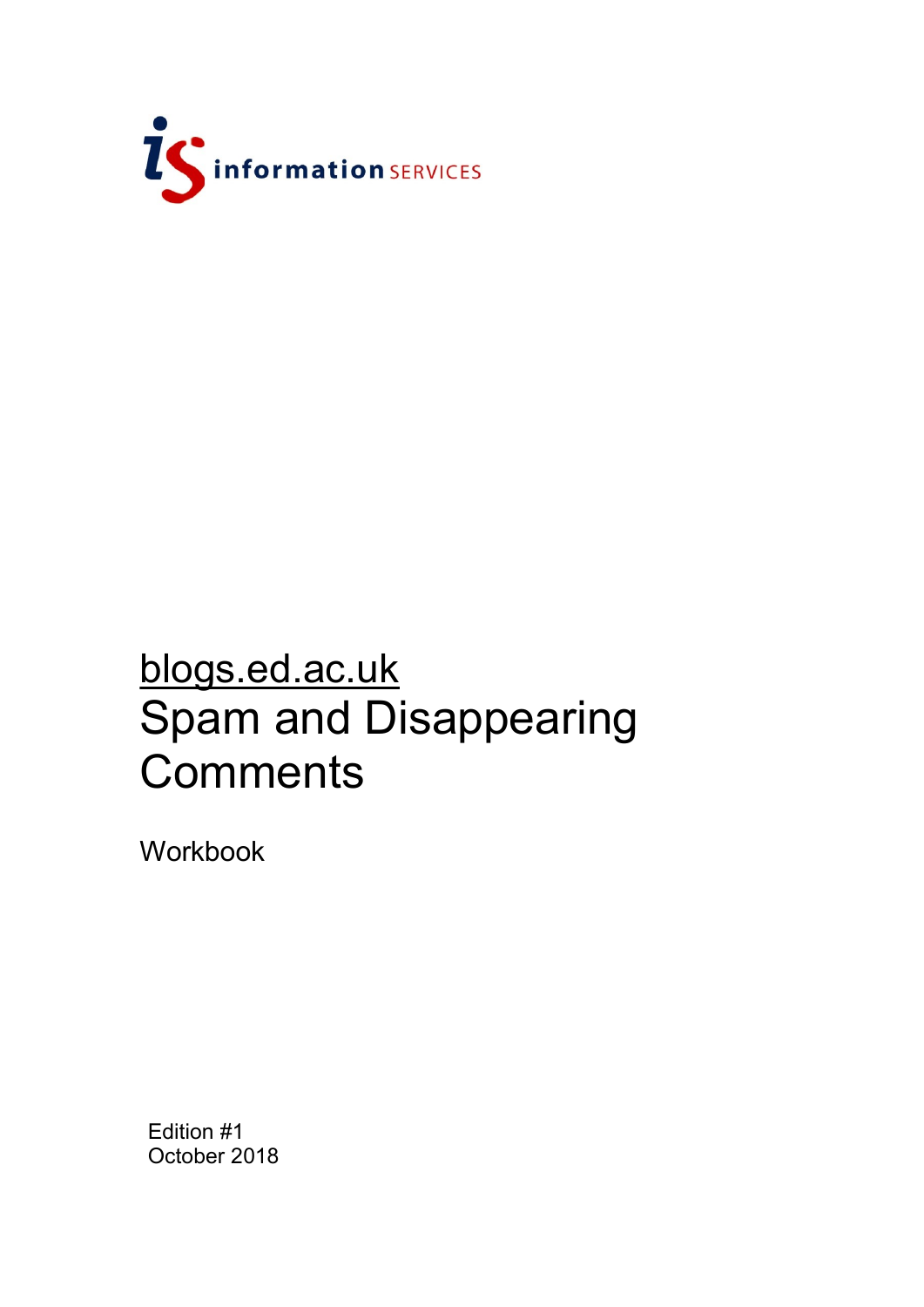information SERVICES

# blogs.ed.ac.uk
# Spam and Disappearing Comments

Workbook

Edition #1
October 2018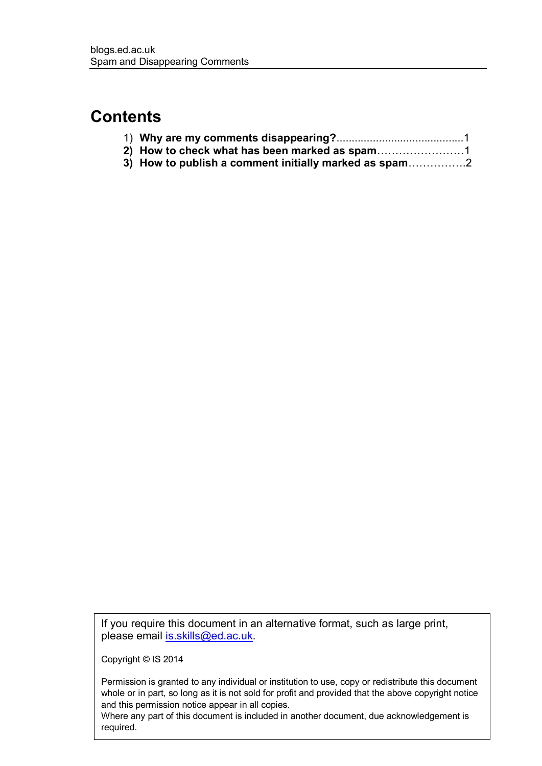# Contents

1) **Why are my comments disappearing?**..........................................1
2) **How to check what has been marked as spam**……………………1
3) **How to publish a comment initially marked as spam**…………….2

If you require this document in an alternative format, such as large print, please email is.skills@ed.ac.uk.

Copyright © IS 2014

Permission is granted to any individual or institution to use, copy or redistribute this document whole or in part, so long as it is not sold for profit and provided that the above copyright notice and this permission notice appear in all copies.
Where any part of this document is included in another document, due acknowledgement is required.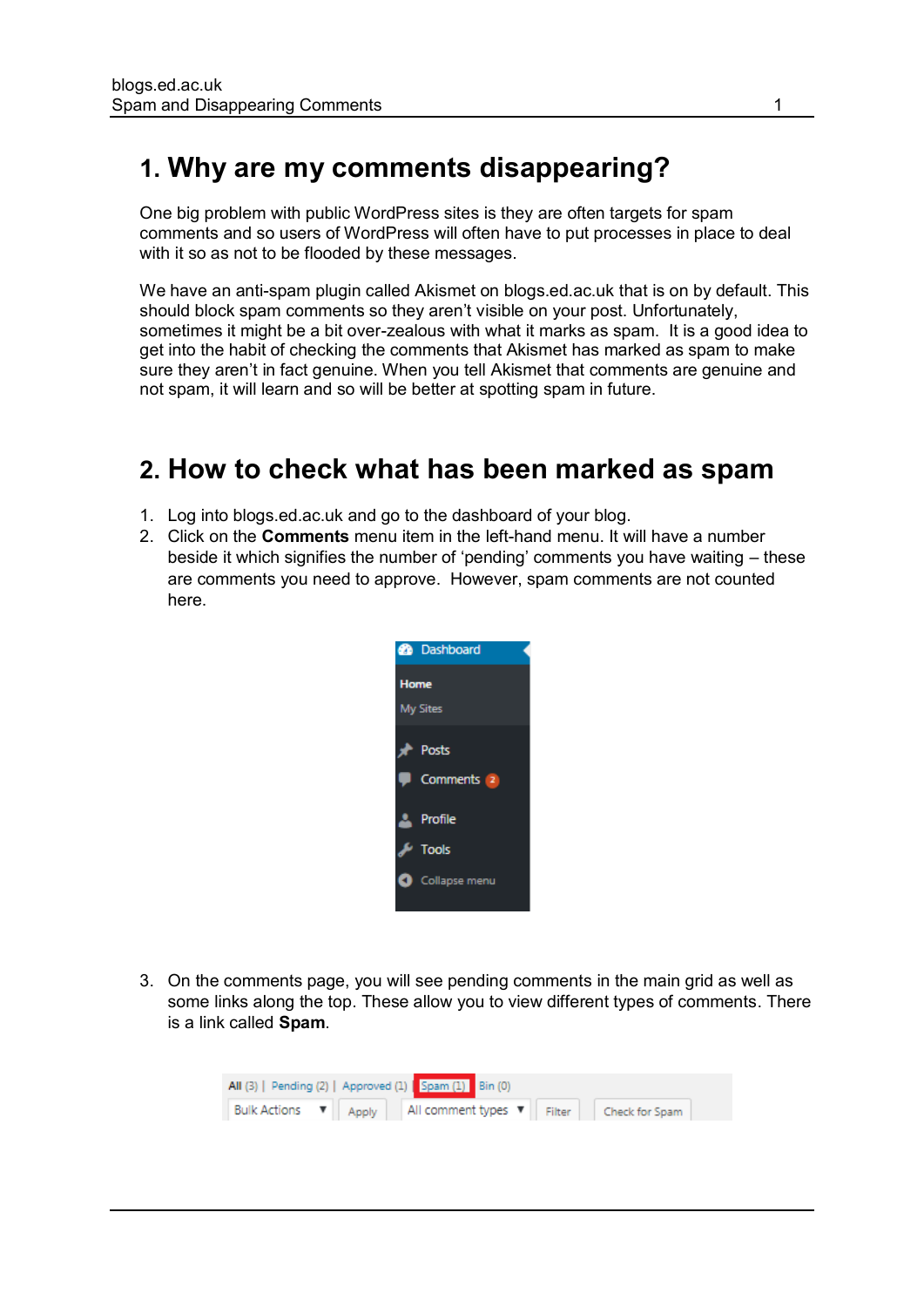## 1. Why are my comments disappearing?

One big problem with public WordPress sites is they are often targets for spam comments and so users of WordPress will often have to put processes in place to deal with it so as not to be flooded by these messages.

We have an anti-spam plugin called Akismet on blogs.ed.ac.uk that is on by default. This should block spam comments so they aren't visible on your post. Unfortunately, sometimes it might be a bit over-zealous with what it marks as spam. It is a good idea to get into the habit of checking the comments that Akismet has marked as spam to make sure they aren't in fact genuine. When you tell Akismet that comments are genuine and not spam, it will learn and so will be better at spotting spam in future.

## 2. How to check what has been marked as spam

1. Log into blogs.ed.ac.uk and go to the dashboard of your blog.
2. Click on the **Comments** menu item in the left-hand menu. It will have a number beside it which signifies the number of 'pending' comments you have waiting – these are comments you need to approve. However, spam comments are not counted here.
3. On the comments page, you will see pending comments in the main grid as well as some links along the top. These allow you to view different types of comments. There is a link called **Spam**.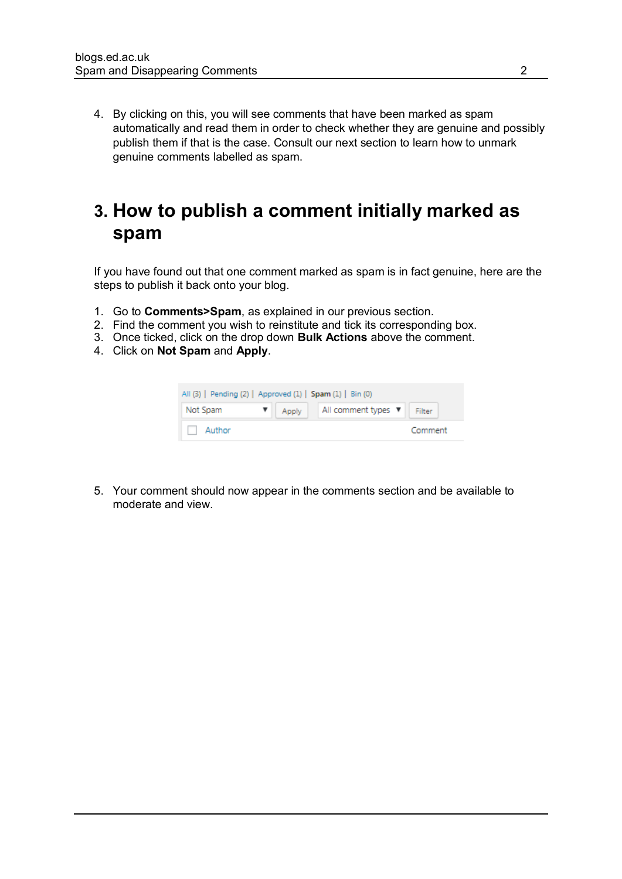4. By clicking on this, you will see comments that have been marked as spam automatically and read them in order to check whether they are genuine and possibly publish them if that is the case. Consult our next section to learn how to unmark genuine comments labelled as spam.

## 3. How to publish a comment initially marked as spam

If you have found out that one comment marked as spam is in fact genuine, here are the steps to publish it back onto your blog.

1. Go to **Comments>Spam**, as explained in our previous section.
2. Find the comment you wish to reinstitute and tick its corresponding box.
3. Once ticked, click on the drop down **Bulk Actions** above the comment.
4. Click on **Not Spam** and **Apply**.

5. Your comment should now appear in the comments section and be available to moderate and view.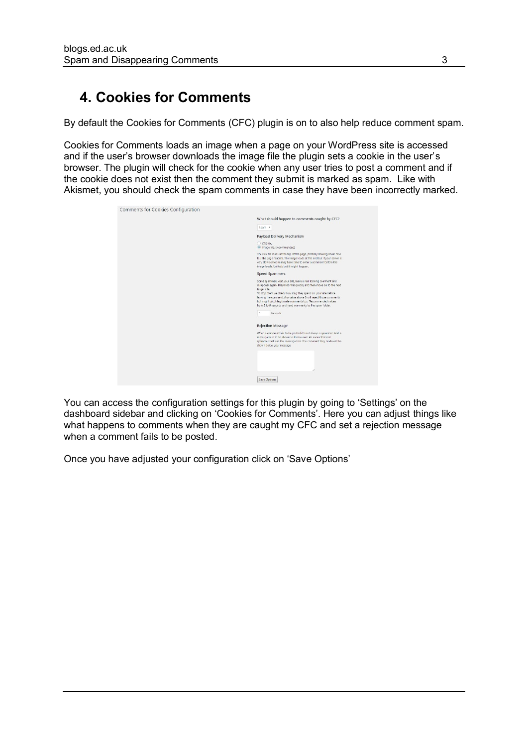## 4. Cookies for Comments

By default the Cookies for Comments (CFC) plugin is on to also help reduce comment spam.

Cookies for Comments loads an image when a page on your WordPress site is accessed and if the user's browser downloads the image file the plugin sets a cookie in the user's browser. The plugin will check for the cookie when any user tries to post a comment and if the cookie does not exist then the comment they submit is marked as spam. Like with Akismet, you should check the spam comments in case they have been incorrectly marked.

You can access the configuration settings for this plugin by going to 'Settings' on the dashboard sidebar and clicking on 'Cookies for Comments'. Here you can adjust things like what happens to comments when they are caught my CFC and set a rejection message when a comment fails to be posted.

Once you have adjusted your configuration click on 'Save Options'